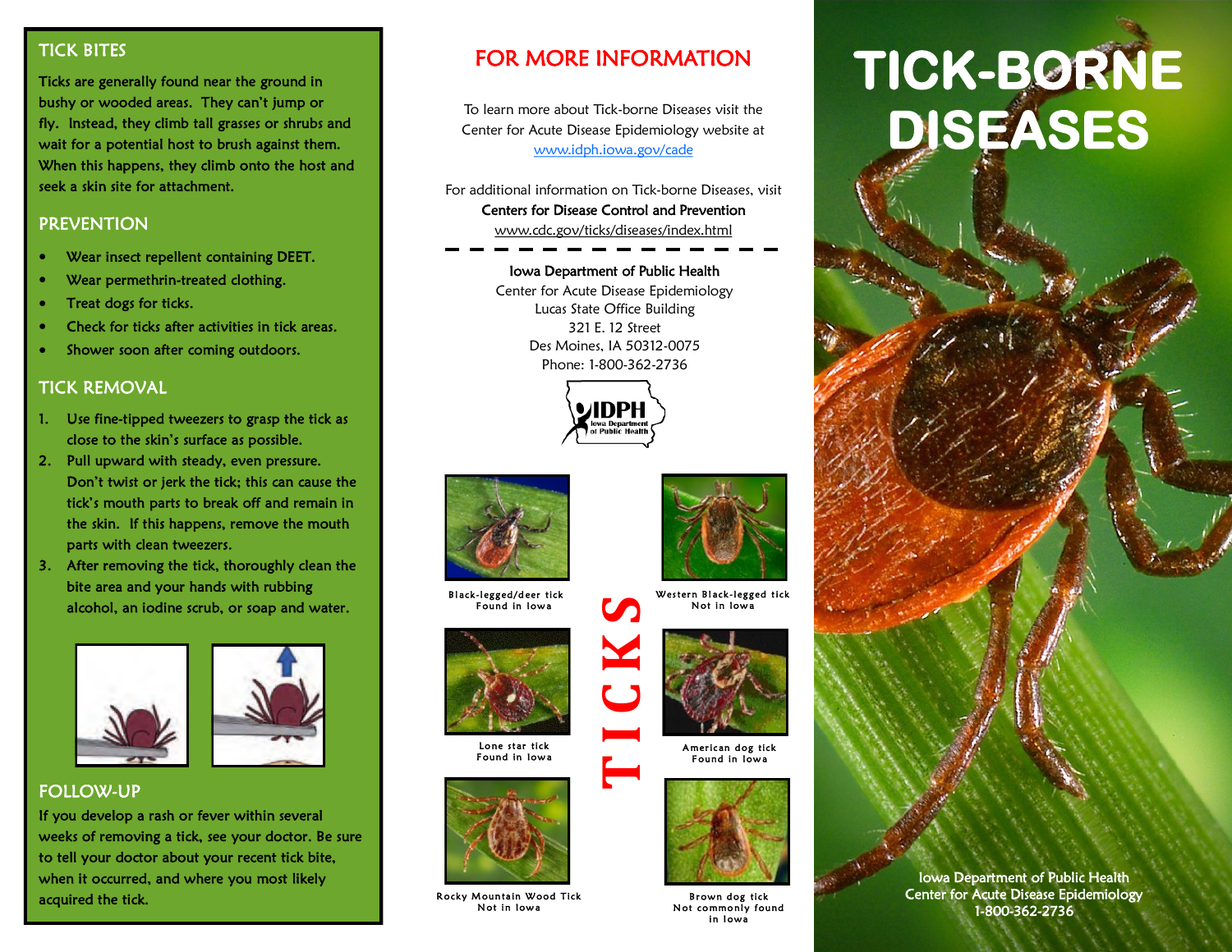## TICK BITES

Ticks are generally found near the ground in bushy or wooded areas. They can't jump or fly. Instead, they climb tall grasses or shrubs and wait for a potential host to brush against them. When this happens, they climb onto the host and seek a skin site for attachment.

## PREVENTION

- Wear insect repellent containing DEET.
- Wear permethrin-treated clothing.
- Treat dogs for ticks.
- Check for ticks after activities in tick areas.
- Shower soon after coming outdoors.

## TICK REMOVAL

1. Use fine-tipped tweezers to grasp the tick as close to the skin's surface as possible.
2. Pull upward with steady, even pressure. Don't twist or jerk the tick; this can cause the tick's mouth parts to break off and remain in the skin. If this happens, remove the mouth parts with clean tweezers.
3. After removing the tick, thoroughly clean the bite area and your hands with rubbing alcohol, an iodine scrub, or soap and water.

## FOLLOW-UP

If you develop a rash or fever within several weeks of removing a tick, see your doctor. Be sure to tell your doctor about your recent tick bite, when it occurred, and where you most likely acquired the tick.

## FOR MORE INFORMATION

To learn more about Tick-borne Diseases visit the Center for Acute Disease Epidemiology website at www.idph.iowa.gov/cade

For additional information on Tick-borne Diseases, visit **Centers for Disease Control and Prevention** www.cdc.gov/ticks/diseases/index.html

**Iowa Department of Public Health**
Center for Acute Disease Epidemiology
Lucas State Office Building
321 E. 12 Street
Des Moines, IA 50312-0075
Phone: 1-800-362-2736

IDPH Iowa Department of Public Health

## TICKS

Black-legged/deer tick
Found in Iowa

Western Black-legged tick
Not in Iowa

Lone star tick
Found in Iowa

American dog tick
Found in Iowa

Rocky Mountain Wood Tick
Not in Iowa

Brown dog tick
Not commonly found in Iowa

# TICK-BORNE DISEASES

Iowa Department of Public Health
Center for Acute Disease Epidemiology
1-800-362-2736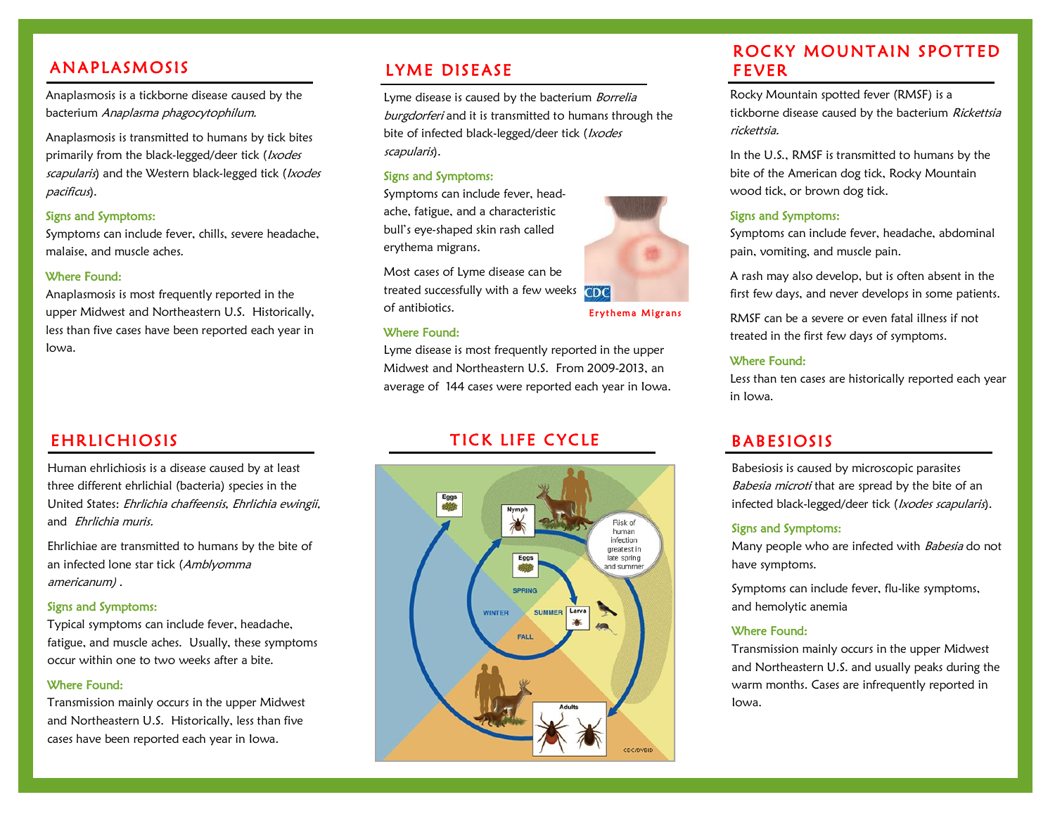## ANAPLASMOSIS

Anaplasmosis is a tickborne disease caused by the bacterium *Anaplasma phagocytophilum.*

Anaplasmosis is transmitted to humans by tick bites primarily from the black-legged/deer tick (*Ixodes scapularis*) and the Western black-legged tick (*Ixodes pacificus*).

**Signs and Symptoms:**

Symptoms can include fever, chills, severe headache, malaise, and muscle aches.

**Where Found:**

Anaplasmosis is most frequently reported in the upper Midwest and Northeastern U.S. Historically, less than five cases have been reported each year in Iowa.

## LYME DISEASE

Lyme disease is caused by the bacterium *Borrelia burgdorferi* and it is transmitted to humans through the bite of infected black-legged/deer tick (*Ixodes scapularis*).

**Signs and Symptoms:**

Symptoms can include fever, headache, fatigue, and a characteristic bull's eye-shaped skin rash called erythema migrans.

CDC

Erythema Migrans

Most cases of Lyme disease can be treated successfully with a few weeks of antibiotics.

**Where Found:**

Lyme disease is most frequently reported in the upper Midwest and Northeastern U.S. From 2009-2013, an average of 144 cases were reported each year in Iowa.

## ROCKY MOUNTAIN SPOTTED FEVER

Rocky Mountain spotted fever (RMSF) is a tickborne disease caused by the bacterium *Rickettsia rickettsia.*

In the U.S., RMSF is transmitted to humans by the bite of the American dog tick, Rocky Mountain wood tick, or brown dog tick.

**Signs and Symptoms:**

Symptoms can include fever, headache, abdominal pain, vomiting, and muscle pain.

A rash may also develop, but is often absent in the first few days, and never develops in some patients.

RMSF can be a severe or even fatal illness if not treated in the first few days of symptoms.

**Where Found:**

Less than ten cases are historically reported each year in Iowa.

## EHRLICHIOSIS

Human ehrlichiosis is a disease caused by at least three different ehrlichial (bacteria) species in the United States: *Ehrlichia chaffeensis, Ehrlichia ewingii*, and *Ehrlichia muris.*

Ehrlichiae are transmitted to humans by the bite of an infected lone star tick (*Amblyomma americanum)* .

**Signs and Symptoms:**

Typical symptoms can include fever, headache, fatigue, and muscle aches. Usually, these symptoms occur within one to two weeks after a bite.

**Where Found:**

Transmission mainly occurs in the upper Midwest and Northeastern U.S. Historically, less than five cases have been reported each year in Iowa.

## TICK LIFE CYCLE

Eggs

Nymph

Risk of human infection greatest in late spring and summer

Eggs

SPRING

WINTER

SUMMER

Larva

FALL

Adults

CDC/DVBID

## BABESIOSIS

Babesiosis is caused by microscopic parasites *Babesia microti* that are spread by the bite of an infected black-legged/deer tick (*Ixodes scapularis*).

**Signs and Symptoms:**

Many people who are infected with *Babesia* do not have symptoms.

Symptoms can include fever, flu-like symptoms, and hemolytic anemia

**Where Found:**

Transmission mainly occurs in the upper Midwest and Northeastern U.S. and usually peaks during the warm months. Cases are infrequently reported in Iowa.